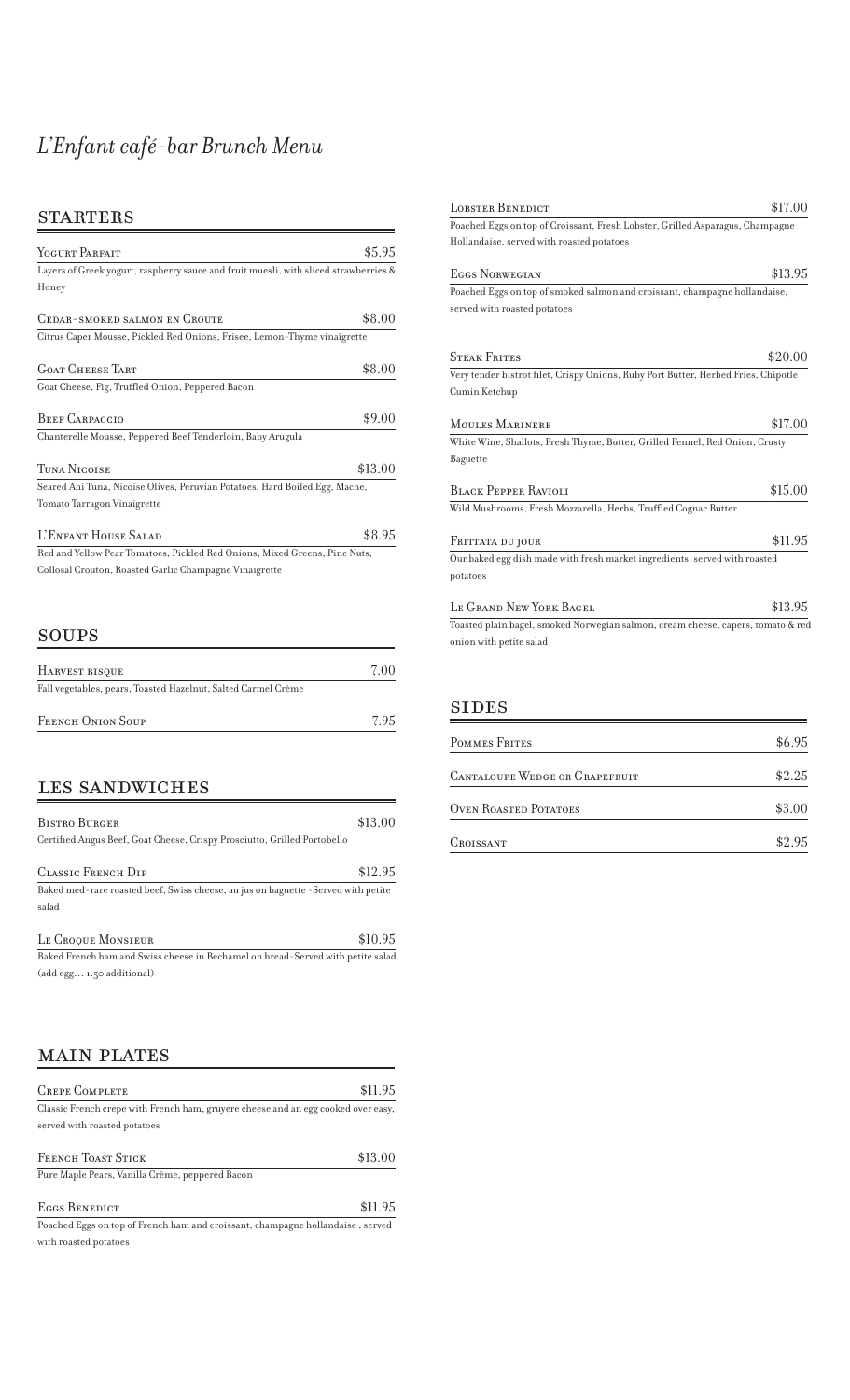// L'Enfant café-bar Brunch Menu — page 1 of 2, single-column Markdown transcription.
# *L'Enfant café-bar Brunch Menu*

## STARTERS

**Yogurt Parfait** — $5.95
Layers of Greek yogurt, raspberry sauce and fruit muesli, with sliced strawberries & Honey

**Cedar-smoked salmon en Croute** — $8.00
Citrus Caper Mousse, Pickled Red Onions, Frisee, Lemon-Thyme vinaigrette

**Goat Cheese Tart** — $8.00
Goat Cheese, Fig, Truffled Onion, Peppered Bacon

**Beef Carpaccio** — $9.00
Chanterelle Mousse, Peppered Beef Tenderloin, Baby Arugula

**Tuna Nicoise** — $13.00
Seared Ahi Tuna, Nicoise Olives, Peruvian Potatoes, Hard Boiled Egg, Mache, Tomato Tarragon Vinaigrette

**L'Enfant House Salad** — $8.95
Red and Yellow Pear Tomatoes, Pickled Red Onions, Mixed Greens, Pine Nuts, Collosal Crouton, Roasted Garlic Champagne Vinaigrette

## SOUPS

**Harvest bisque** — 7.00
Fall vegetables, pears, Toasted Hazelnut, Salted Carmel Crème

**French Onion Soup** — 7.95

## LES SANDWICHES

**Bistro Burger** — $13.00
Certified Angus Beef, Goat Cheese, Crispy Prosciutto, Grilled Portobello

**Classic French Dip** — $12.95
Baked med-rare roasted beef, Swiss cheese, au jus on baguette -Served with petite salad

**Le Croque Monsieur** — $10.95
Baked French ham and Swiss cheese in Bechamel on bread-Served with petite salad (add egg… 1.50 additional)

## MAIN PLATES

**Crepe Complete** — $11.95
Classic French crepe with French ham, gruyere cheese and an egg cooked over easy, served with roasted potatoes

**French Toast Stick** — $13.00
Pure Maple Pears, Vanilla Crème, peppered Bacon

**Eggs Benedict** — $11.95
Poached Eggs on top of French ham and croissant, champagne hollandaise , served with roasted potatoes

**Lobster Benedict** — $17.00
Poached Eggs on top of Croissant, Fresh Lobster, Grilled Asparagus, Champagne Hollandaise, served with roasted potatoes

**Eggs Norwegian** — $13.95
Poached Eggs on top of smoked salmon and croissant, champagne hollandaise, served with roasted potatoes

**Steak Frites** — $20.00
Very tender bistrot filet, Crispy Onions, Ruby Port Butter, Herbed Fries, Chipotle Cumin Ketchup

**Moules Marinere** — $17.00
White Wine, Shallots, Fresh Thyme, Butter, Grilled Fennel, Red Onion, Crusty Baguette

**Black Pepper Ravioli** — $15.00
Wild Mushrooms, Fresh Mozzarella, Herbs, Truffled Cognac Butter

**Frittata du jour** — $11.95
Our baked egg dish made with fresh market ingredients, served with roasted potatoes

**Le Grand New York Bagel** — $13.95
Toasted plain bagel, smoked Norwegian salmon, cream cheese, capers, tomato & red onion with petite salad

## SIDES

| Item | Price |
|---|---|
| Pommes Frites | $6.95 |
| Cantaloupe Wedge or Grapefruit | $2.25 |
| Oven Roasted Potatoes | $3.00 |
| Croissant | $2.95 |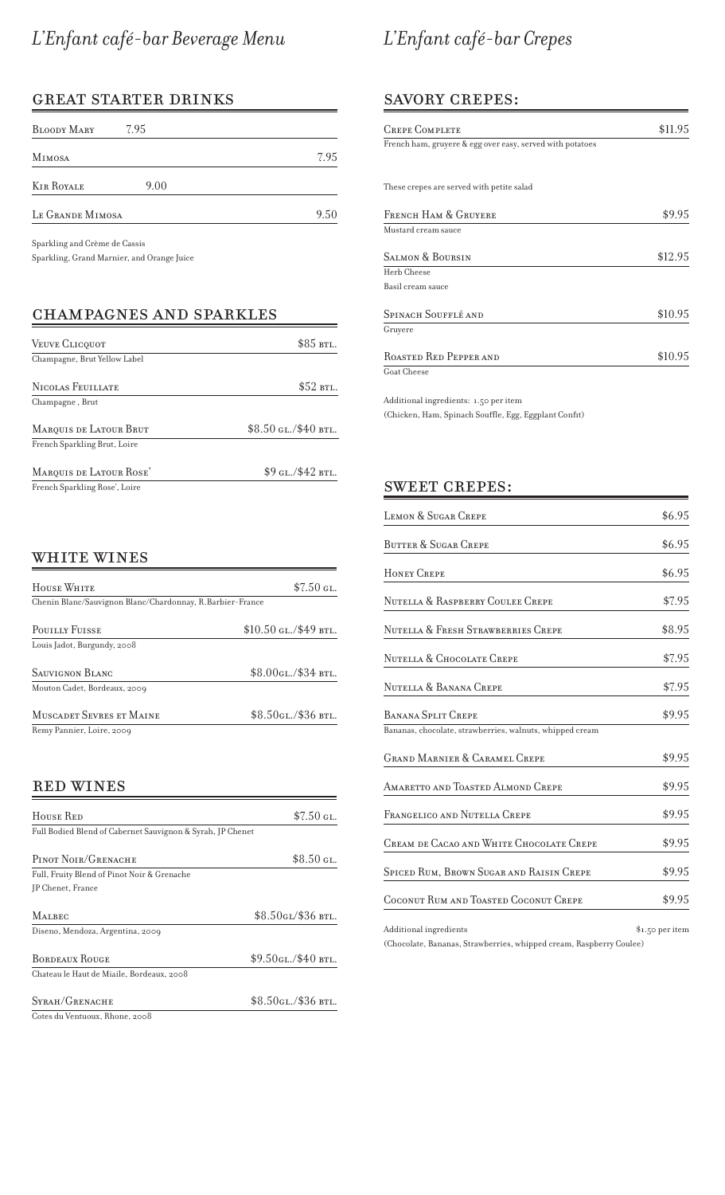# L'Enfant café-bar Beverage Menu

## GREAT STARTER DRINKS

| | |
|---|---|
| Bloody Mary | 7.95 |
| Mimosa | 7.95 |
| Kir Royale | 9.00 |
| Le Grande Mimosa | 9.50 |

Sparkling and Crème de Cassis
Sparkling, Grand Marnier, and Orange Juice

## CHAMPAGNES AND SPARKLES

| | |
|---|---|
| Veuve Clicquot<br>Champagne, Brut Yellow Label | $85 btl. |
| Nicolas Feuillate<br>Champagne , Brut | $52 btl. |
| Marquis de Latour Brut<br>French Sparkling Brut, Loire | $8.50 gl./$40 btl. |
| Marquis de Latour Rose'<br>French Sparkling Rose', Loire | $9 gl./$42 btl. |

## WHITE WINES

| | |
|---|---|
| House White<br>Chenin Blanc/Sauvignon Blanc/Chardonnay, R.Barbier-France | $7.50 gl. |
| Pouilly Fuisse<br>Louis Jadot, Burgundy, 2008 | $10.50 gl./$49 btl. |
| Sauvignon Blanc<br>Mouton Cadet, Bordeaux, 2009 | $8.00gl./$34 btl. |
| Muscadet Sevres et Maine<br>Remy Pannier, Loire, 2009 | $8.50gl./$36 btl. |

## RED WINES

| | |
|---|---|
| House Red<br>Full Bodied Blend of Cabernet Sauvignon & Syrah, JP Chenet | $7.50 gl. |
| Pinot Noir/Grenache<br>Full, Fruity Blend of Pinot Noir & Grenache<br>JP Chenet, France | $8.50 gl. |
| Malbec<br>Diseno, Mendoza, Argentina, 2009 | $8.50gl/$36 btl. |
| Bordeaux Rouge<br>Chateau le Haut de Miaile, Bordeaux, 2008 | $9.50gl./$40 btl. |
| Syrah/Grenache<br>Cotes du Ventuoux, Rhone, 2008 | $8.50gl./$36 btl. |

# L'Enfant café-bar Crepes

## SAVORY CREPES:

| | |
|---|---|
| Crepe Complete<br>French ham, gruyere & egg over easy, served with potatoes | $11.95 |

These crepes are served with petite salad

| | |
|---|---|
| French Ham & Gruyere<br>Mustard cream sauce | $9.95 |
| Salmon & Boursin<br>Herb Cheese<br>Basil cream sauce | $12.95 |
| Spinach Soufflé and<br>Gruyere | $10.95 |
| Roasted Red Pepper and<br>Goat Cheese | $10.95 |

Additional ingredients: 1.50 per item
(Chicken, Ham, Spinach Souffle, Egg, Eggplant Confit)

## SWEET CREPES:

| | |
|---|---|
| Lemon & Sugar Crepe | $6.95 |
| Butter & Sugar Crepe | $6.95 |
| Honey Crepe | $6.95 |
| Nutella & Raspberry Coulee Crepe | $7.95 |
| Nutella & Fresh Strawberries Crepe | $8.95 |
| Nutella & Chocolate Crepe | $7.95 |
| Nutella & Banana Crepe | $7.95 |
| Banana Split Crepe<br>Bananas, chocolate, strawberries, walnuts, whipped cream | $9.95 |
| Grand Marnier & Caramel Crepe | $9.95 |
| Amaretto and Toasted Almond Crepe | $9.95 |
| Frangelico and Nutella Crepe | $9.95 |
| Cream de Cacao and White Chocolate Crepe | $9.95 |
| Spiced Rum, Brown Sugar and Raisin Crepe | $9.95 |
| Coconut Rum and Toasted Coconut Crepe | $9.95 |

Additional ingredients $1.50 per item
(Chocolate, Bananas, Strawberries, whipped cream, Raspberry Coulee)